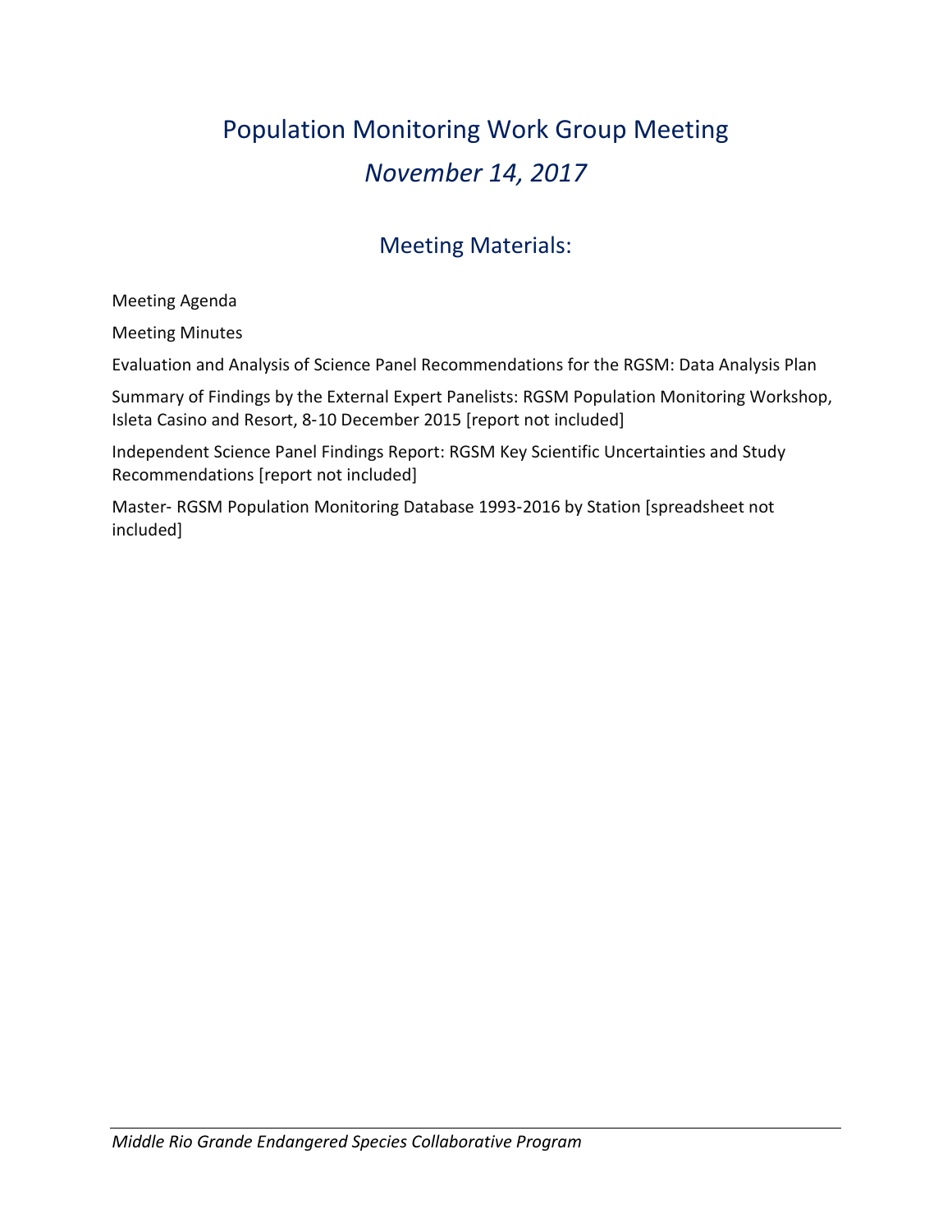# Population Monitoring Work Group Meeting

## *November 14, 2017*

### Meeting Materials:

Meeting Agenda

Meeting Minutes

Evaluation and Analysis of Science Panel Recommendations for the RGSM: Data Analysis Plan

Summary of Findings by the External Expert Panelists: RGSM Population Monitoring Workshop, Isleta Casino and Resort, 8-10 December 2015 [report not included]

Independent Science Panel Findings Report: RGSM Key Scientific Uncertainties and Study Recommendations [report not included]

Master- RGSM Population Monitoring Database 1993-2016 by Station [spreadsheet not included]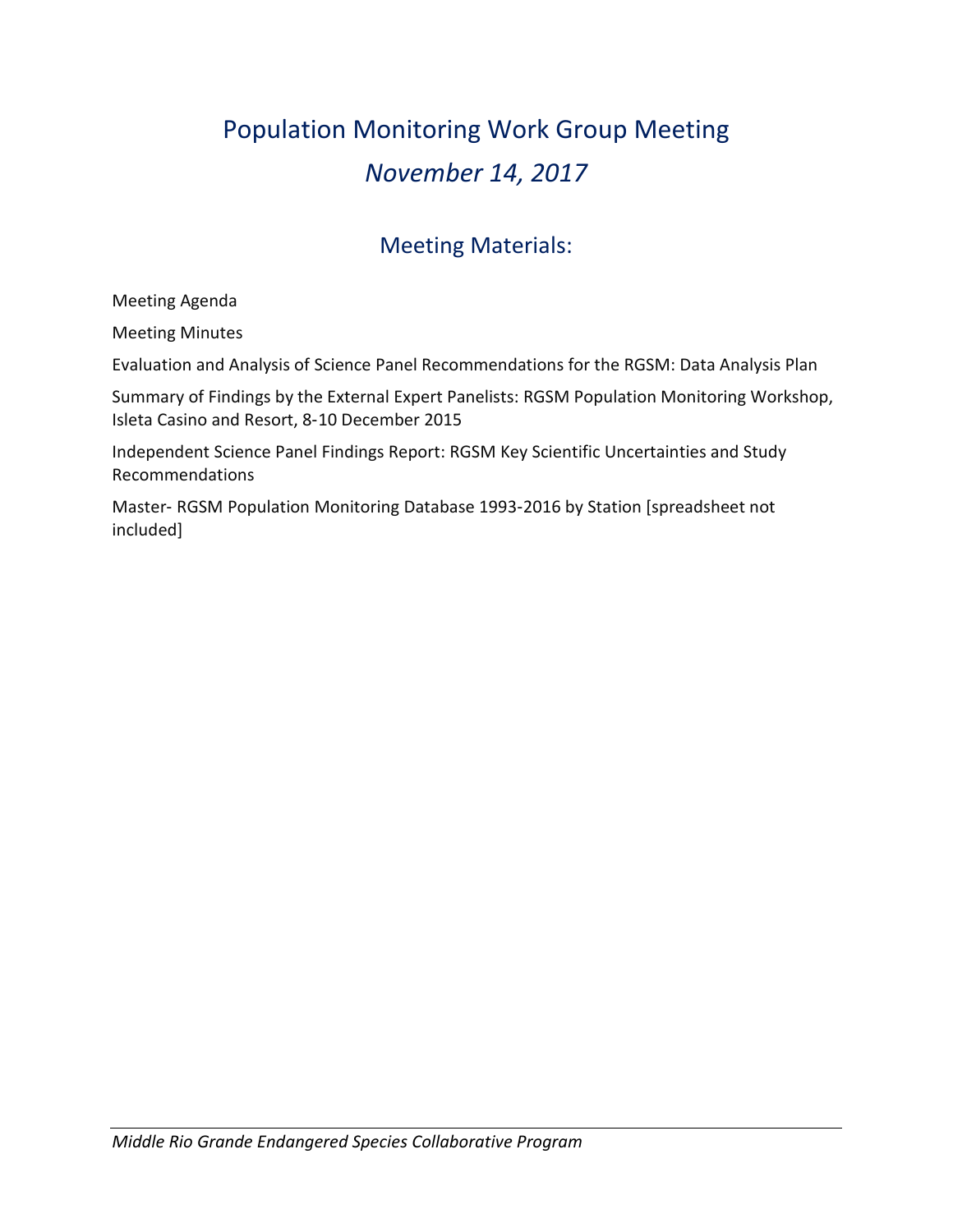# Population Monitoring Work Group Meeting

## *November 14, 2017*

## Meeting Materials:

Meeting Agenda

Meeting Minutes

Evaluation and Analysis of Science Panel Recommendations for the RGSM: Data Analysis Plan

Summary of Findings by the External Expert Panelists: RGSM Population Monitoring Workshop, Isleta Casino and Resort, 8-10 December 2015

Independent Science Panel Findings Report: RGSM Key Scientific Uncertainties and Study Recommendations

Master- RGSM Population Monitoring Database 1993-2016 by Station [spreadsheet not included]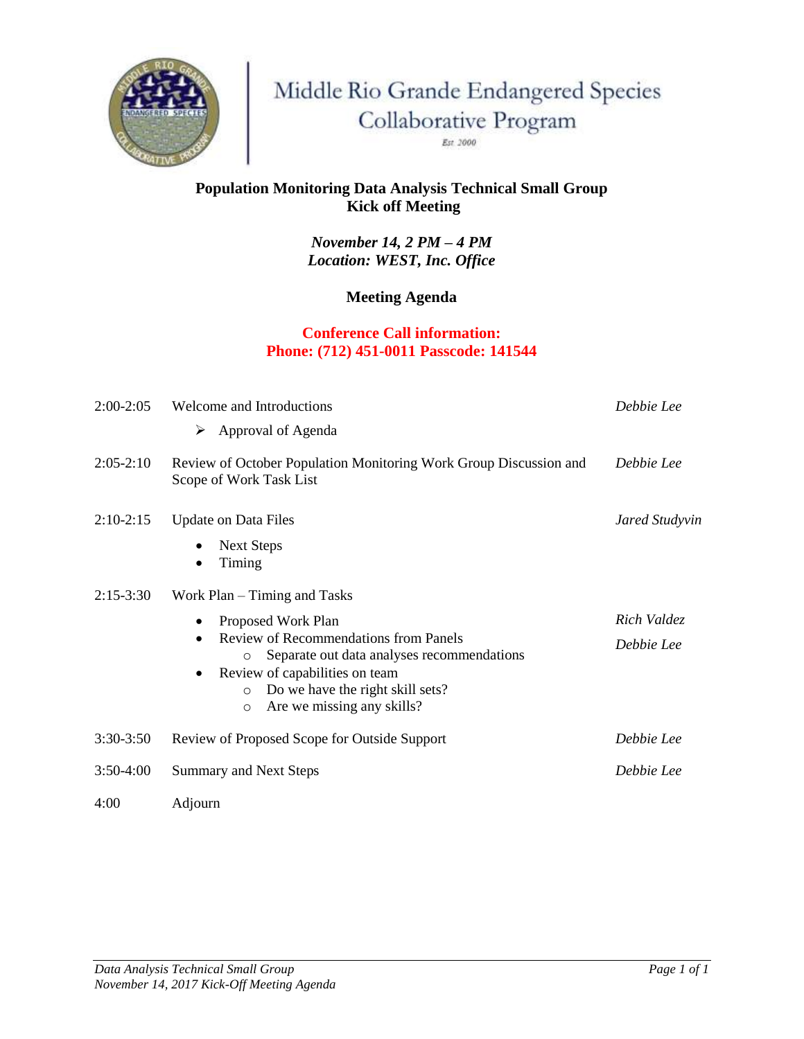Middle Rio Grande Endangered Species Collaborative Program

Est. 2000

**Population Monitoring Data Analysis Technical Small Group**
**Kick off Meeting**

***November 14, 2 PM – 4 PM***
***Location: WEST, Inc. Office***

**Meeting Agenda**

**Conference Call information:**
**Phone: (712) 451-0011 Passcode: 141544**

| | | |
|---|---|---|
| 2:00-2:05 | Welcome and Introductions<br>➢ Approval of Agenda | *Debbie Lee* |
| 2:05-2:10 | Review of October Population Monitoring Work Group Discussion and Scope of Work Task List | *Debbie Lee* |
| 2:10-2:15 | Update on Data Files<br>• Next Steps<br>• Timing | *Jared Studyvin* |
| 2:15-3:30 | Work Plan – Timing and Tasks<br>• Proposed Work Plan<br>• Review of Recommendations from Panels<br>  ○ Separate out data analyses recommendations<br>• Review of capabilities on team<br>  ○ Do we have the right skill sets?<br>  ○ Are we missing any skills? | *Rich Valdez*<br>*Debbie Lee* |
| 3:30-3:50 | Review of Proposed Scope for Outside Support | *Debbie Lee* |
| 3:50-4:00 | Summary and Next Steps | *Debbie Lee* |
| 4:00 | Adjourn | |

*Data Analysis Technical Small Group*
*November 14, 2017 Kick-Off Meeting Agenda*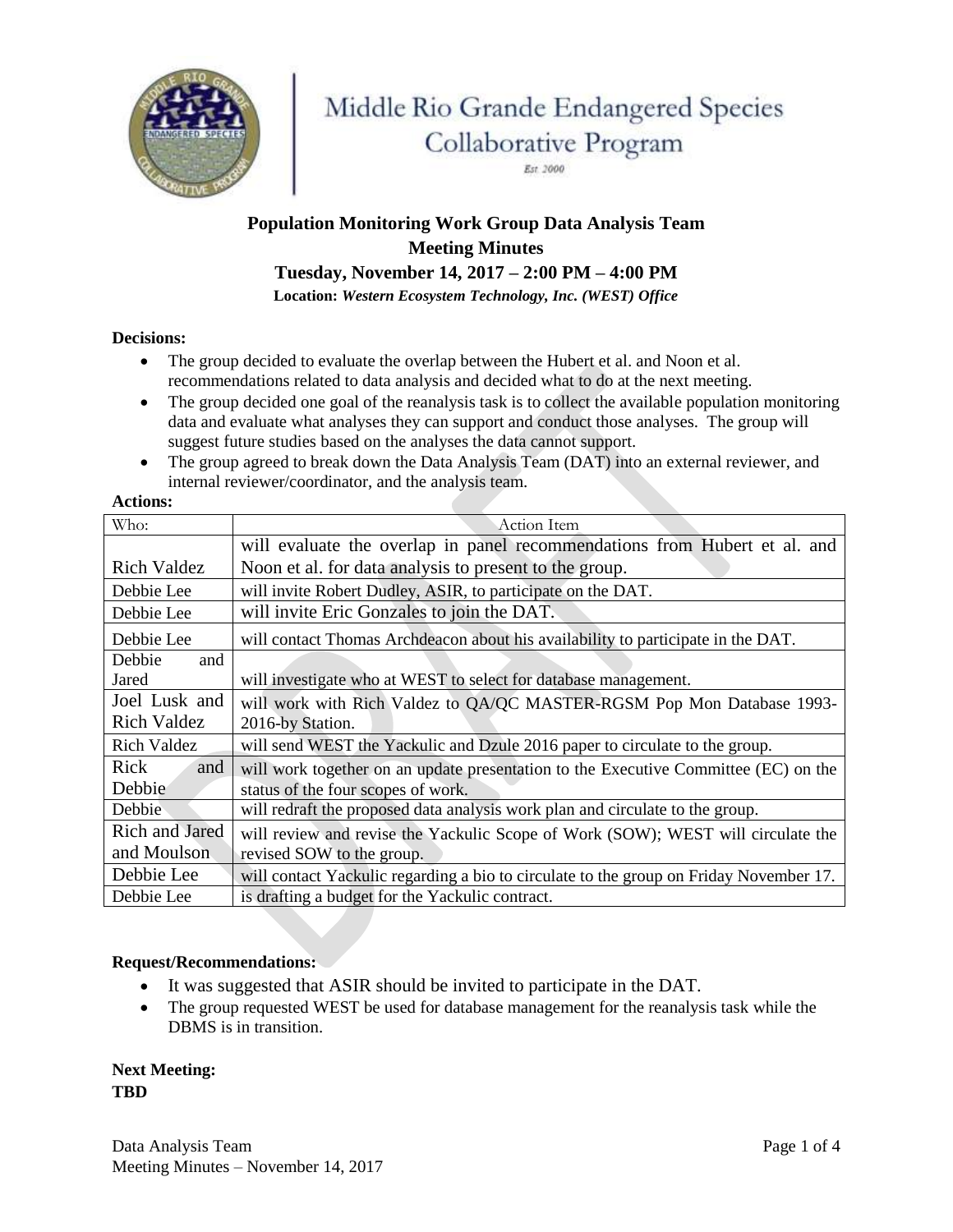Middle Rio Grande Endangered Species Collaborative Program

Est. 2000

# Population Monitoring Work Group Data Analysis Team
## Meeting Minutes
### Tuesday, November 14, 2017 – 2:00 PM – 4:00 PM

**Location:** ***Western Ecosystem Technology, Inc. (WEST) Office***

**Decisions:**

- The group decided to evaluate the overlap between the Hubert et al. and Noon et al. recommendations related to data analysis and decided what to do at the next meeting.
- The group decided one goal of the reanalysis task is to collect the available population monitoring data and evaluate what analyses they can support and conduct those analyses. The group will suggest future studies based on the analyses the data cannot support.
- The group agreed to break down the Data Analysis Team (DAT) into an external reviewer, and internal reviewer/coordinator, and the analysis team.

**Actions:**

| Who: | Action Item |
|---|---|
| Rich Valdez | will evaluate the overlap in panel recommendations from Hubert et al. and Noon et al. for data analysis to present to the group. |
| Debbie Lee | will invite Robert Dudley, ASIR, to participate on the DAT. |
| Debbie Lee | will invite Eric Gonzales to join the DAT. |
| Debbie Lee | will contact Thomas Archdeacon about his availability to participate in the DAT. |
| Debbie and Jared | will investigate who at WEST to select for database management. |
| Joel Lusk and Rich Valdez | will work with Rich Valdez to QA/QC MASTER-RGSM Pop Mon Database 1993-2016-by Station. |
| Rich Valdez | will send WEST the Yackulic and Dzule 2016 paper to circulate to the group. |
| Rick and Debbie | will work together on an update presentation to the Executive Committee (EC) on the status of the four scopes of work. |
| Debbie | will redraft the proposed data analysis work plan and circulate to the group. |
| Rich and Jared and Moulson | will review and revise the Yackulic Scope of Work (SOW); WEST will circulate the revised SOW to the group. |
| Debbie Lee | will contact Yackulic regarding a bio to circulate to the group on Friday November 17. |
| Debbie Lee | is drafting a budget for the Yackulic contract. |

**Request/Recommendations:**

- It was suggested that ASIR should be invited to participate in the DAT.
- The group requested WEST be used for database management for the reanalysis task while the DBMS is in transition.

**Next Meeting:**
**TBD**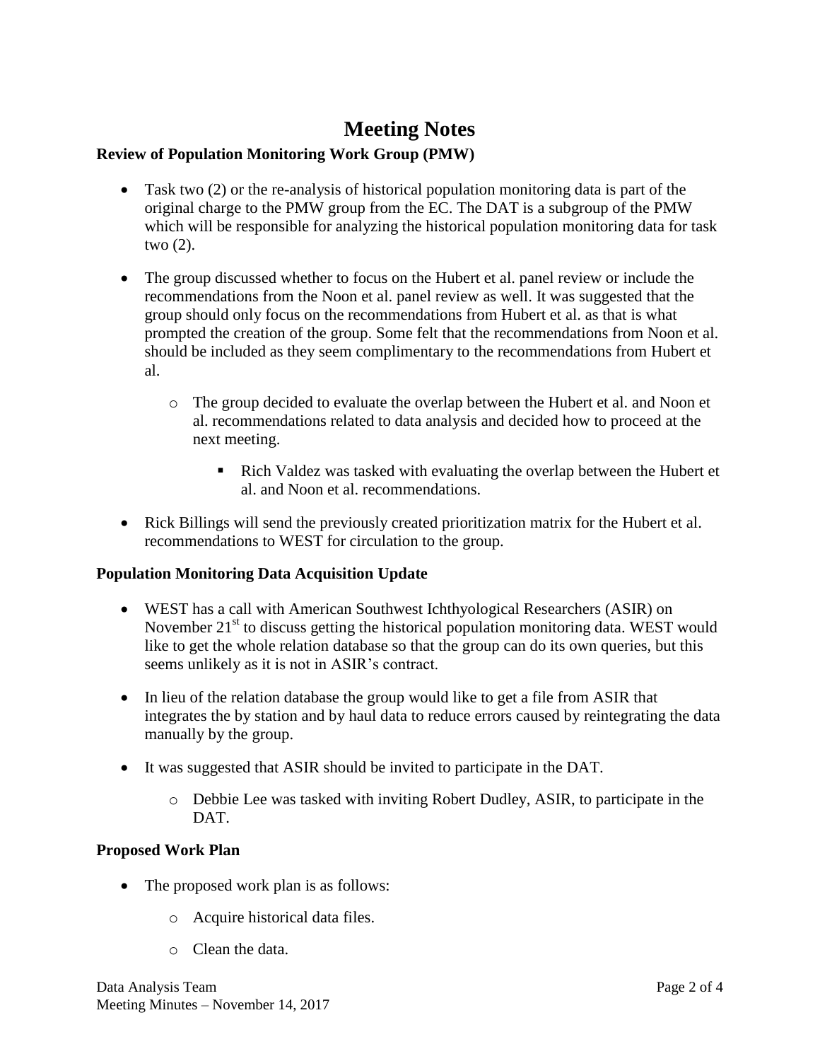# Meeting Notes

### Review of Population Monitoring Work Group (PMW)

- Task two (2) or the re-analysis of historical population monitoring data is part of the original charge to the PMW group from the EC. The DAT is a subgroup of the PMW which will be responsible for analyzing the historical population monitoring data for task two (2).
- The group discussed whether to focus on the Hubert et al. panel review or include the recommendations from the Noon et al. panel review as well. It was suggested that the group should only focus on the recommendations from Hubert et al. as that is what prompted the creation of the group. Some felt that the recommendations from Noon et al. should be included as they seem complimentary to the recommendations from Hubert et al.
  - The group decided to evaluate the overlap between the Hubert et al. and Noon et al. recommendations related to data analysis and decided how to proceed at the next meeting.
    - Rich Valdez was tasked with evaluating the overlap between the Hubert et al. and Noon et al. recommendations.
- Rick Billings will send the previously created prioritization matrix for the Hubert et al. recommendations to WEST for circulation to the group.

### Population Monitoring Data Acquisition Update

- WEST has a call with American Southwest Ichthyological Researchers (ASIR) on November 21st to discuss getting the historical population monitoring data. WEST would like to get the whole relation database so that the group can do its own queries, but this seems unlikely as it is not in ASIR's contract.
- In lieu of the relation database the group would like to get a file from ASIR that integrates the by station and by haul data to reduce errors caused by reintegrating the data manually by the group.
- It was suggested that ASIR should be invited to participate in the DAT.
  - Debbie Lee was tasked with inviting Robert Dudley, ASIR, to participate in the DAT.

### Proposed Work Plan

- The proposed work plan is as follows:
  - Acquire historical data files.
  - Clean the data.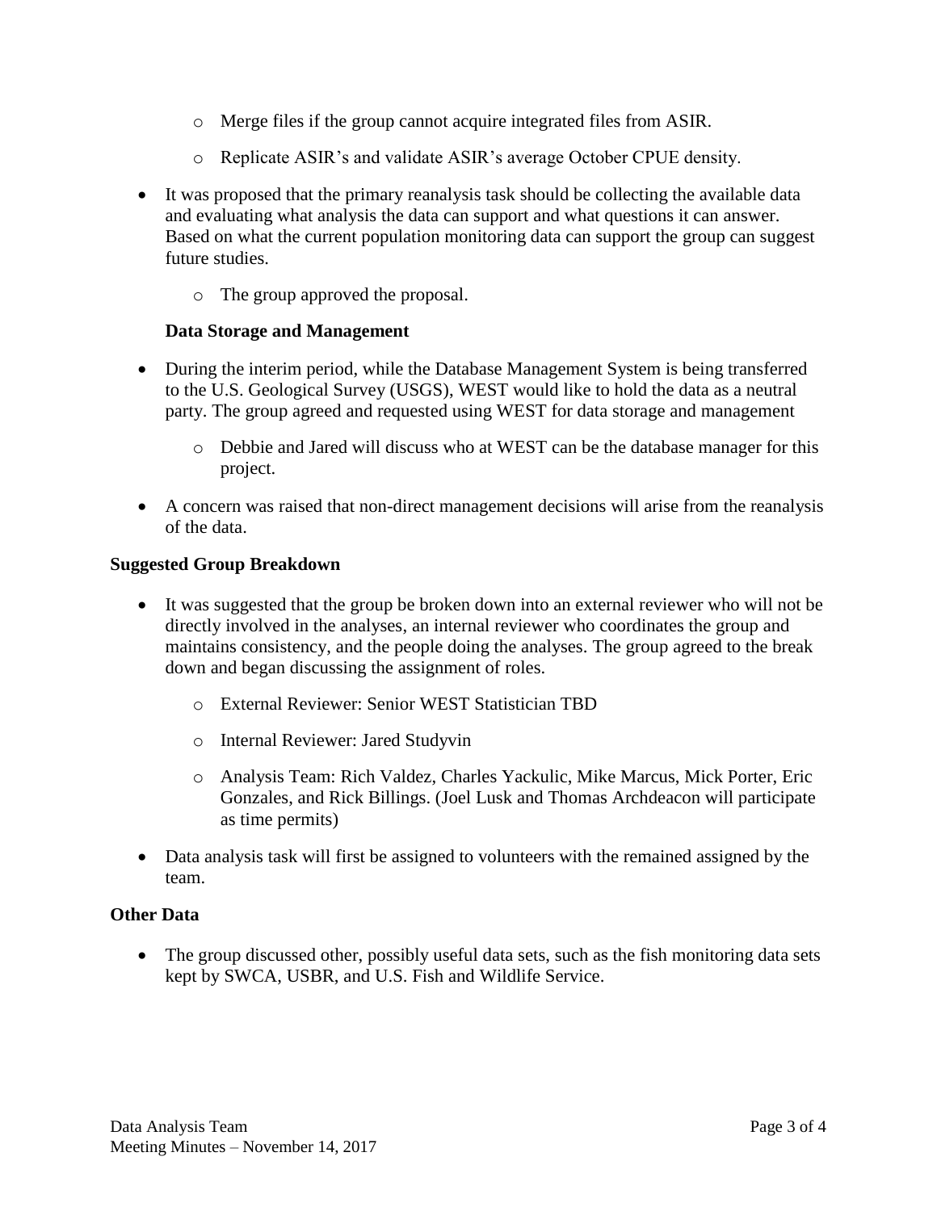- Merge files if the group cannot acquire integrated files from ASIR.
  - Replicate ASIR's and validate ASIR's average October CPUE density.
- It was proposed that the primary reanalysis task should be collecting the available data and evaluating what analysis the data can support and what questions it can answer. Based on what the current population monitoring data can support the group can suggest future studies.
  - The group approved the proposal.

**Data Storage and Management**

- During the interim period, while the Database Management System is being transferred to the U.S. Geological Survey (USGS), WEST would like to hold the data as a neutral party. The group agreed and requested using WEST for data storage and management
  - Debbie and Jared will discuss who at WEST can be the database manager for this project.
- A concern was raised that non-direct management decisions will arise from the reanalysis of the data.

**Suggested Group Breakdown**

- It was suggested that the group be broken down into an external reviewer who will not be directly involved in the analyses, an internal reviewer who coordinates the group and maintains consistency, and the people doing the analyses. The group agreed to the break down and began discussing the assignment of roles.
  - External Reviewer: Senior WEST Statistician TBD
  - Internal Reviewer: Jared Studyvin
  - Analysis Team: Rich Valdez, Charles Yackulic, Mike Marcus, Mick Porter, Eric Gonzales, and Rick Billings. (Joel Lusk and Thomas Archdeacon will participate as time permits)
- Data analysis task will first be assigned to volunteers with the remained assigned by the team.

**Other Data**

- The group discussed other, possibly useful data sets, such as the fish monitoring data sets kept by SWCA, USBR, and U.S. Fish and Wildlife Service.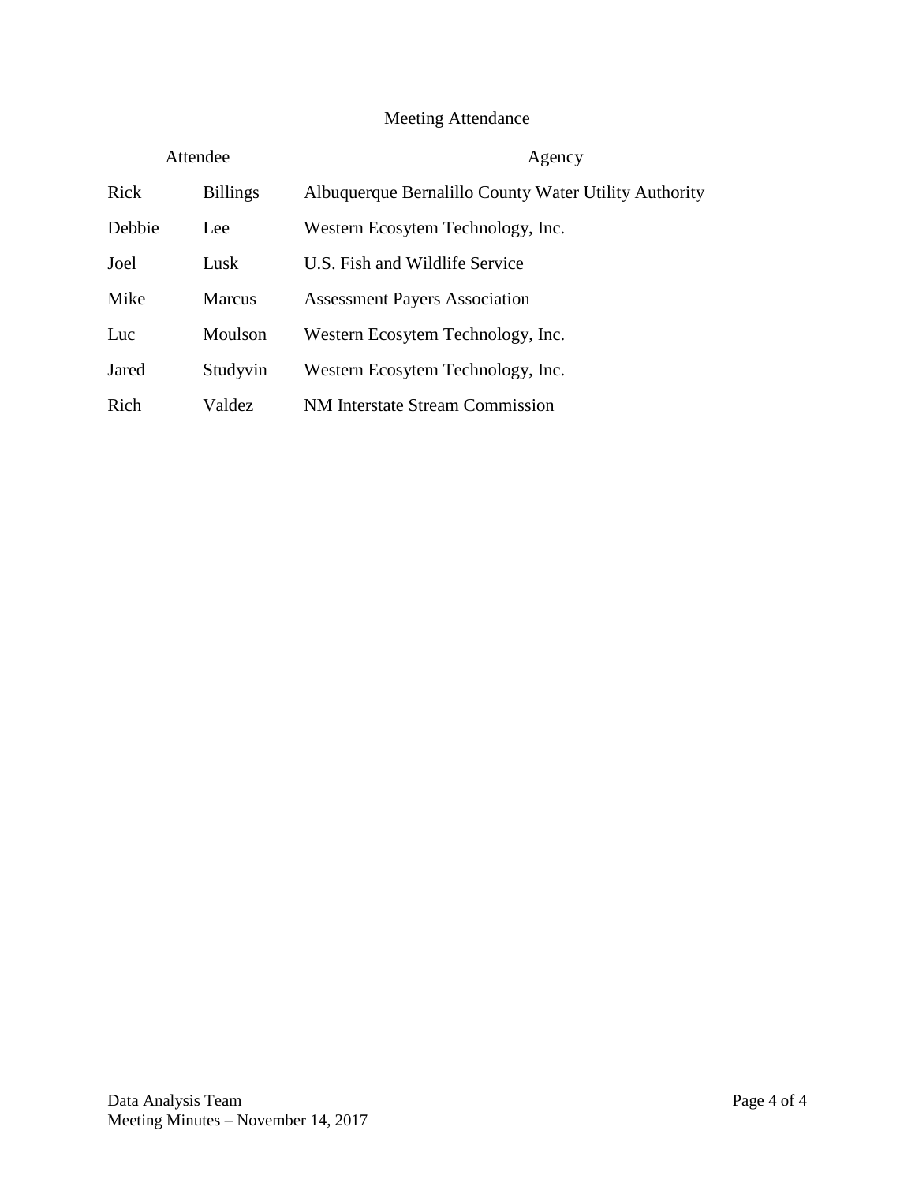## Meeting Attendance

| Attendee | | Agency |
| --- | --- | --- |
| Rick | Billings | Albuquerque Bernalillo County Water Utility Authority |
| Debbie | Lee | Western Ecosytem Technology, Inc. |
| Joel | Lusk | U.S. Fish and Wildlife Service |
| Mike | Marcus | Assessment Payers Association |
| Luc | Moulson | Western Ecosytem Technology, Inc. |
| Jared | Studyvin | Western Ecosytem Technology, Inc. |
| Rich | Valdez | NM Interstate Stream Commission |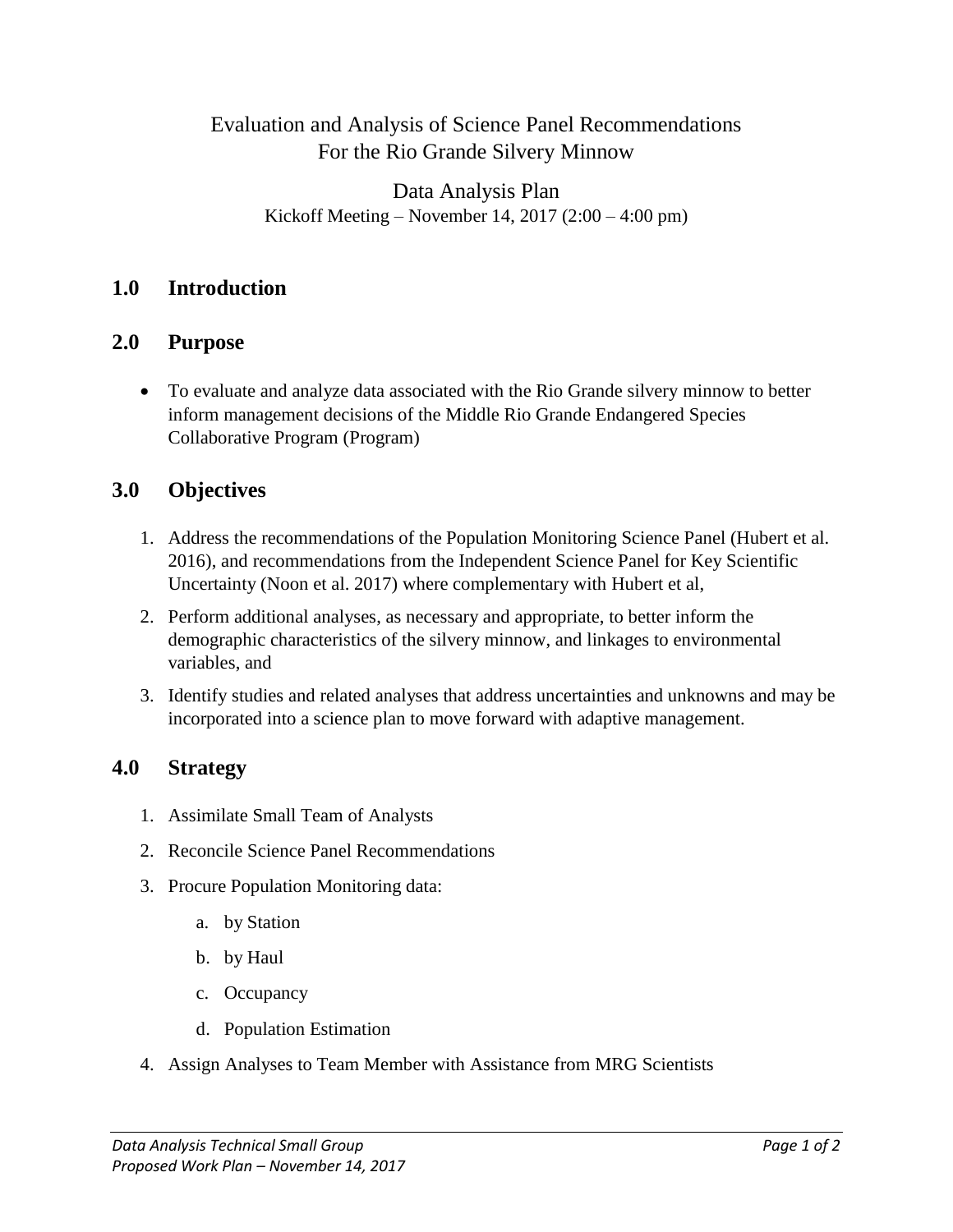Evaluation and Analysis of Science Panel Recommendations
For the Rio Grande Silvery Minnow

Data Analysis Plan
Kickoff Meeting – November 14, 2017 (2:00 – 4:00 pm)

## 1.0 Introduction

## 2.0 Purpose

- To evaluate and analyze data associated with the Rio Grande silvery minnow to better inform management decisions of the Middle Rio Grande Endangered Species Collaborative Program (Program)

## 3.0 Objectives

1. Address the recommendations of the Population Monitoring Science Panel (Hubert et al. 2016), and recommendations from the Independent Science Panel for Key Scientific Uncertainty (Noon et al. 2017) where complementary with Hubert et al,
2. Perform additional analyses, as necessary and appropriate, to better inform the demographic characteristics of the silvery minnow, and linkages to environmental variables, and
3. Identify studies and related analyses that address uncertainties and unknowns and may be incorporated into a science plan to move forward with adaptive management.

## 4.0 Strategy

1. Assimilate Small Team of Analysts
2. Reconcile Science Panel Recommendations
3. Procure Population Monitoring data:
   a. by Station
   b. by Haul
   c. Occupancy
   d. Population Estimation
4. Assign Analyses to Team Member with Assistance from MRG Scientists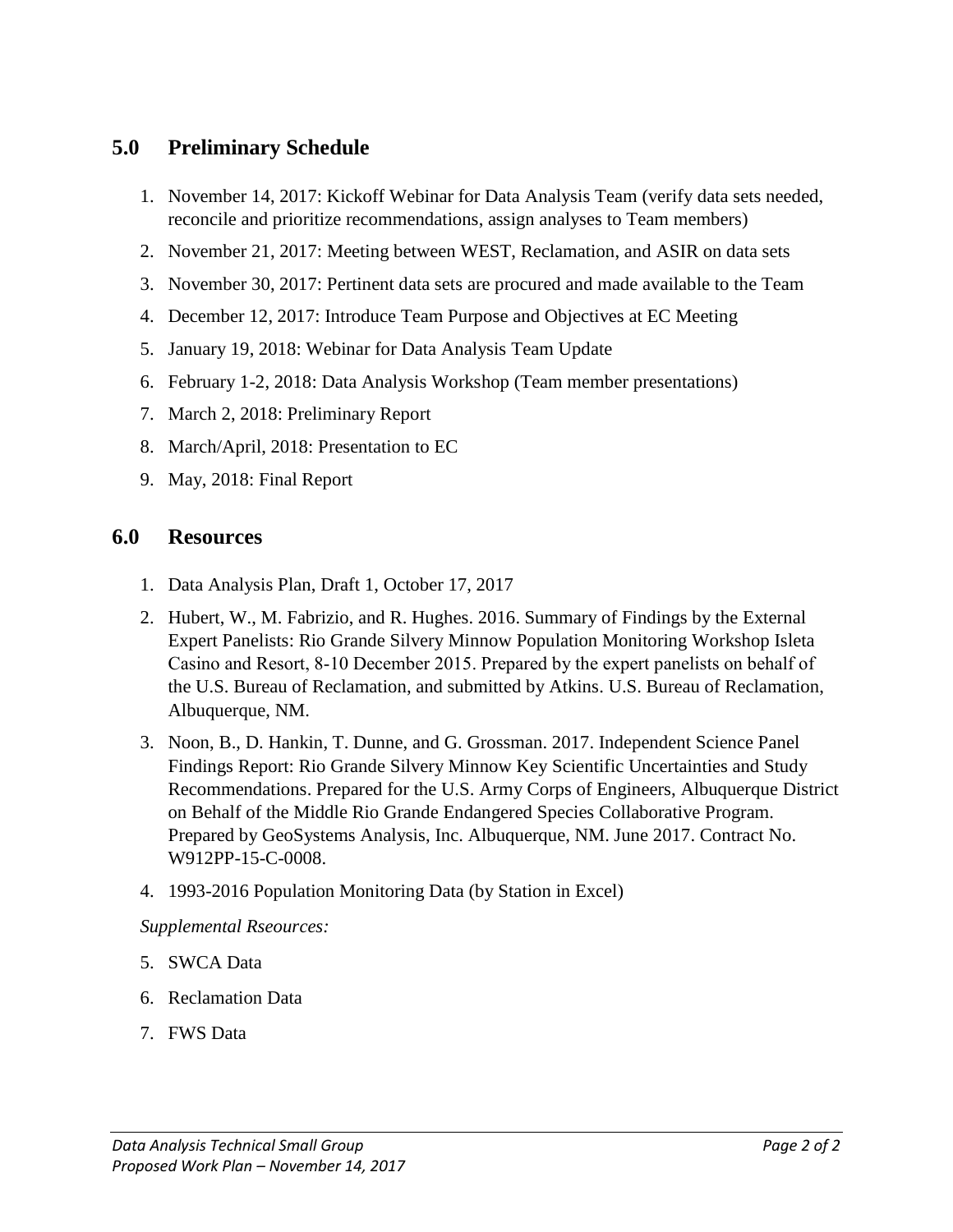## 5.0 Preliminary Schedule

1. November 14, 2017: Kickoff Webinar for Data Analysis Team (verify data sets needed, reconcile and prioritize recommendations, assign analyses to Team members)
2. November 21, 2017: Meeting between WEST, Reclamation, and ASIR on data sets
3. November 30, 2017: Pertinent data sets are procured and made available to the Team
4. December 12, 2017: Introduce Team Purpose and Objectives at EC Meeting
5. January 19, 2018: Webinar for Data Analysis Team Update
6. February 1-2, 2018: Data Analysis Workshop (Team member presentations)
7. March 2, 2018: Preliminary Report
8. March/April, 2018: Presentation to EC
9. May, 2018: Final Report

## 6.0 Resources

1. Data Analysis Plan, Draft 1, October 17, 2017
2. Hubert, W., M. Fabrizio, and R. Hughes. 2016. Summary of Findings by the External Expert Panelists: Rio Grande Silvery Minnow Population Monitoring Workshop Isleta Casino and Resort, 8-10 December 2015. Prepared by the expert panelists on behalf of the U.S. Bureau of Reclamation, and submitted by Atkins. U.S. Bureau of Reclamation, Albuquerque, NM.
3. Noon, B., D. Hankin, T. Dunne, and G. Grossman. 2017. Independent Science Panel Findings Report: Rio Grande Silvery Minnow Key Scientific Uncertainties and Study Recommendations. Prepared for the U.S. Army Corps of Engineers, Albuquerque District on Behalf of the Middle Rio Grande Endangered Species Collaborative Program. Prepared by GeoSystems Analysis, Inc. Albuquerque, NM. June 2017. Contract No. W912PP-15-C-0008.
4. 1993-2016 Population Monitoring Data (by Station in Excel)

*Supplemental Rseources:*

5. SWCA Data
6. Reclamation Data
7. FWS Data